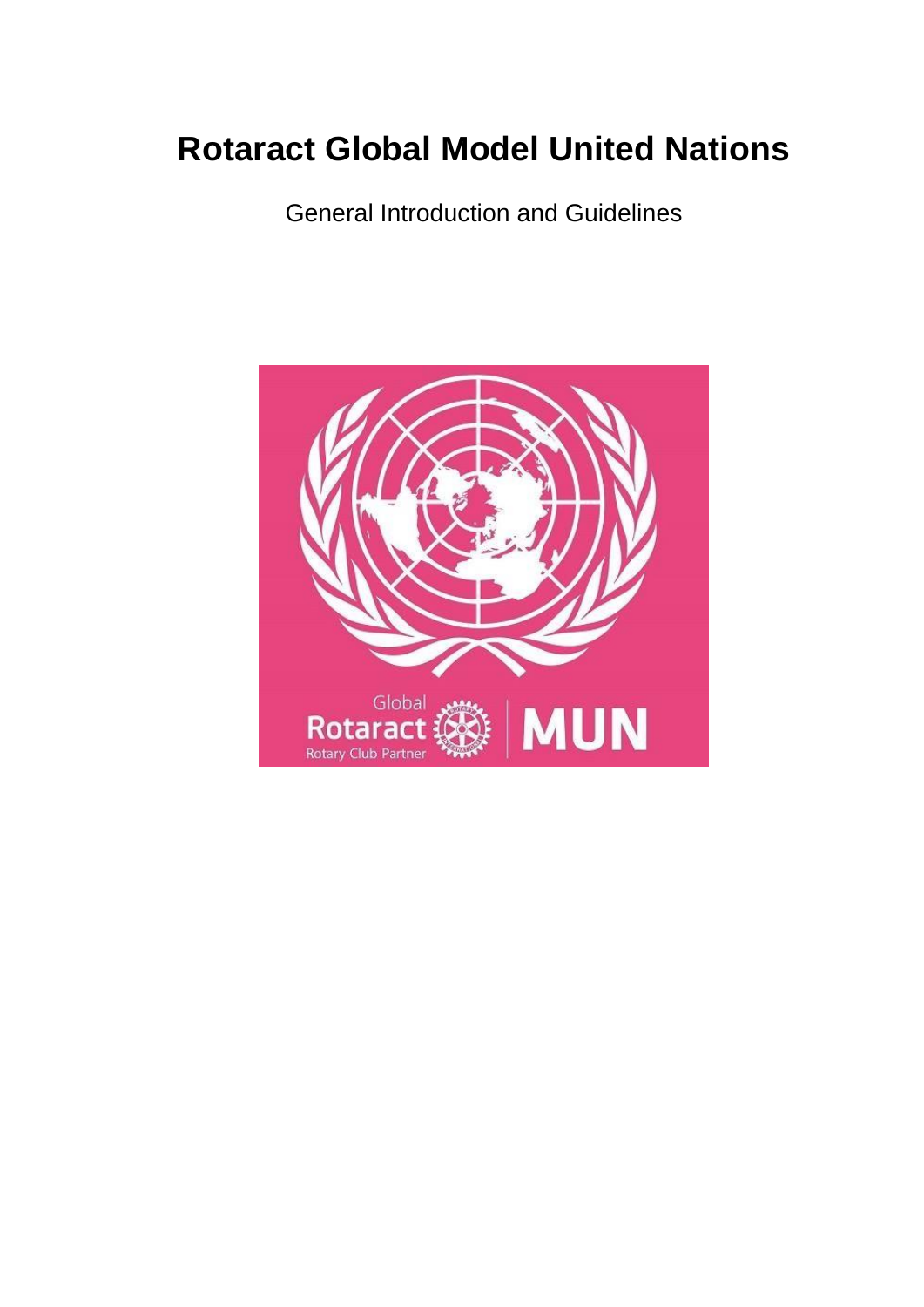# Rotaract Global Model United Nations

General Introduction and Guidelines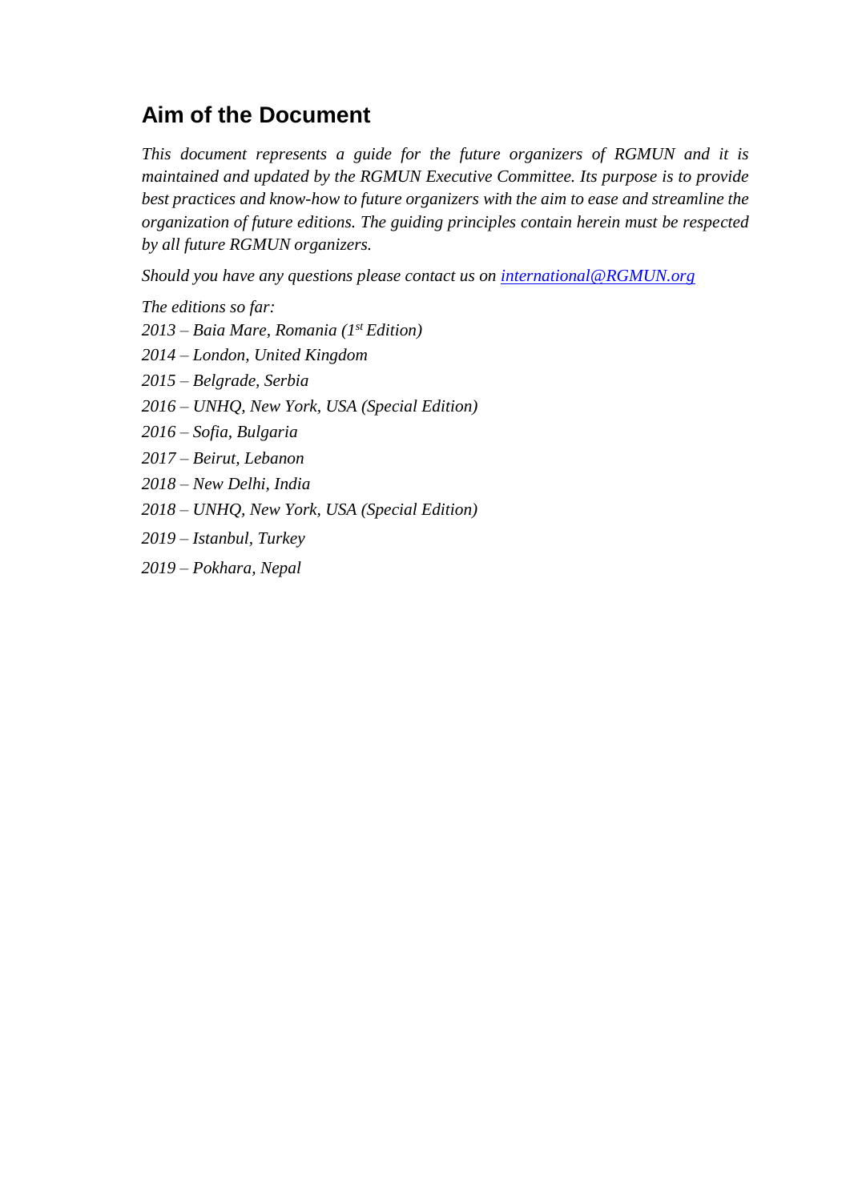## Aim of the Document

*This document represents a guide for the future organizers of RGMUN and it is maintained and updated by the RGMUN Executive Committee. Its purpose is to provide best practices and know-how to future organizers with the aim to ease and streamline the organization of future editions. The guiding principles contain herein must be respected by all future RGMUN organizers.*

*Should you have any questions please contact us on [international@RGMUN.org](mailto:international@RGMUN.org)*

*The editions so far:*

*2013 – Baia Mare, Romania (1st Edition)*

*2014 – London, United Kingdom*

*2015 – Belgrade, Serbia*

*2016 – UNHQ, New York, USA (Special Edition)*

*2016 – Sofia, Bulgaria*

*2017 – Beirut, Lebanon*

*2018 – New Delhi, India*

*2018 – UNHQ, New York, USA (Special Edition)*

*2019 – Istanbul, Turkey*

*2019 – Pokhara, Nepal*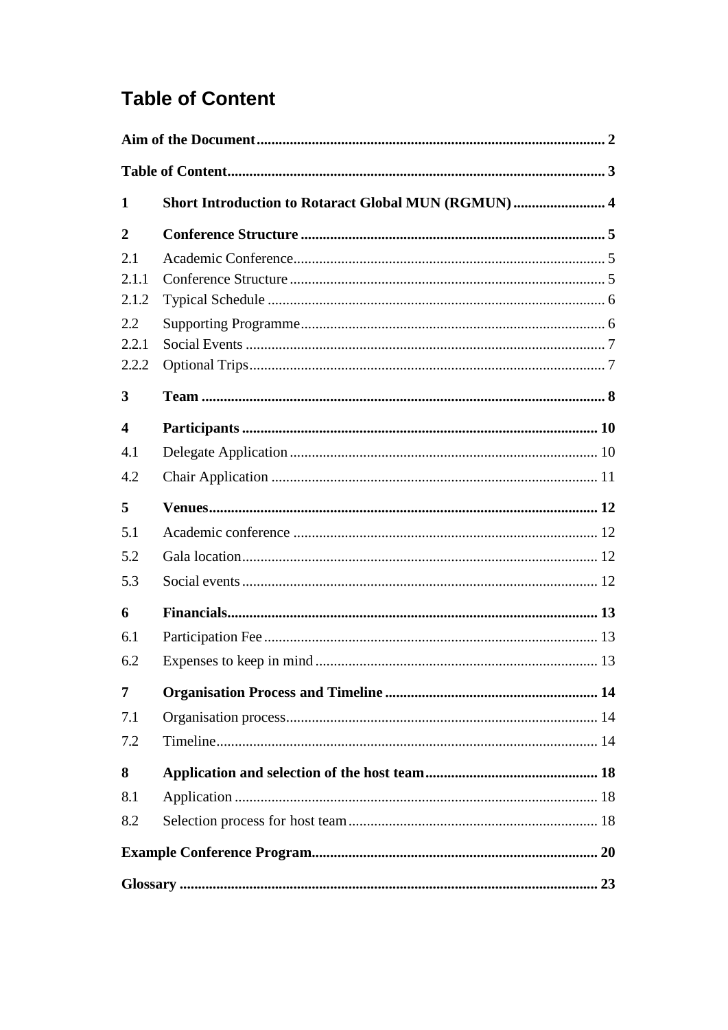# Table of Content

**Aim of the Document** .......... 2

**Table of Content** .......... 3

**1 Short Introduction to Rotaract Global MUN (RGMUN)** .......... 4

**2 Conference Structure** .......... 5

2.1 Academic Conference .......... 5

2.1.1 Conference Structure .......... 5

2.1.2 Typical Schedule .......... 6

2.2 Supporting Programme .......... 6

2.2.1 Social Events .......... 7

2.2.2 Optional Trips .......... 7

**3 Team** .......... 8

**4 Participants** .......... 10

4.1 Delegate Application .......... 10

4.2 Chair Application .......... 11

**5 Venues** .......... 12

5.1 Academic conference .......... 12

5.2 Gala location .......... 12

5.3 Social events .......... 12

**6 Financials** .......... 13

6.1 Participation Fee .......... 13

6.2 Expenses to keep in mind .......... 13

**7 Organisation Process and Timeline** .......... 14

7.1 Organisation process .......... 14

7.2 Timeline .......... 14

**8 Application and selection of the host team** .......... 18

8.1 Application .......... 18

8.2 Selection process for host team .......... 18

**Example Conference Program** .......... 20

**Glossary** .......... 23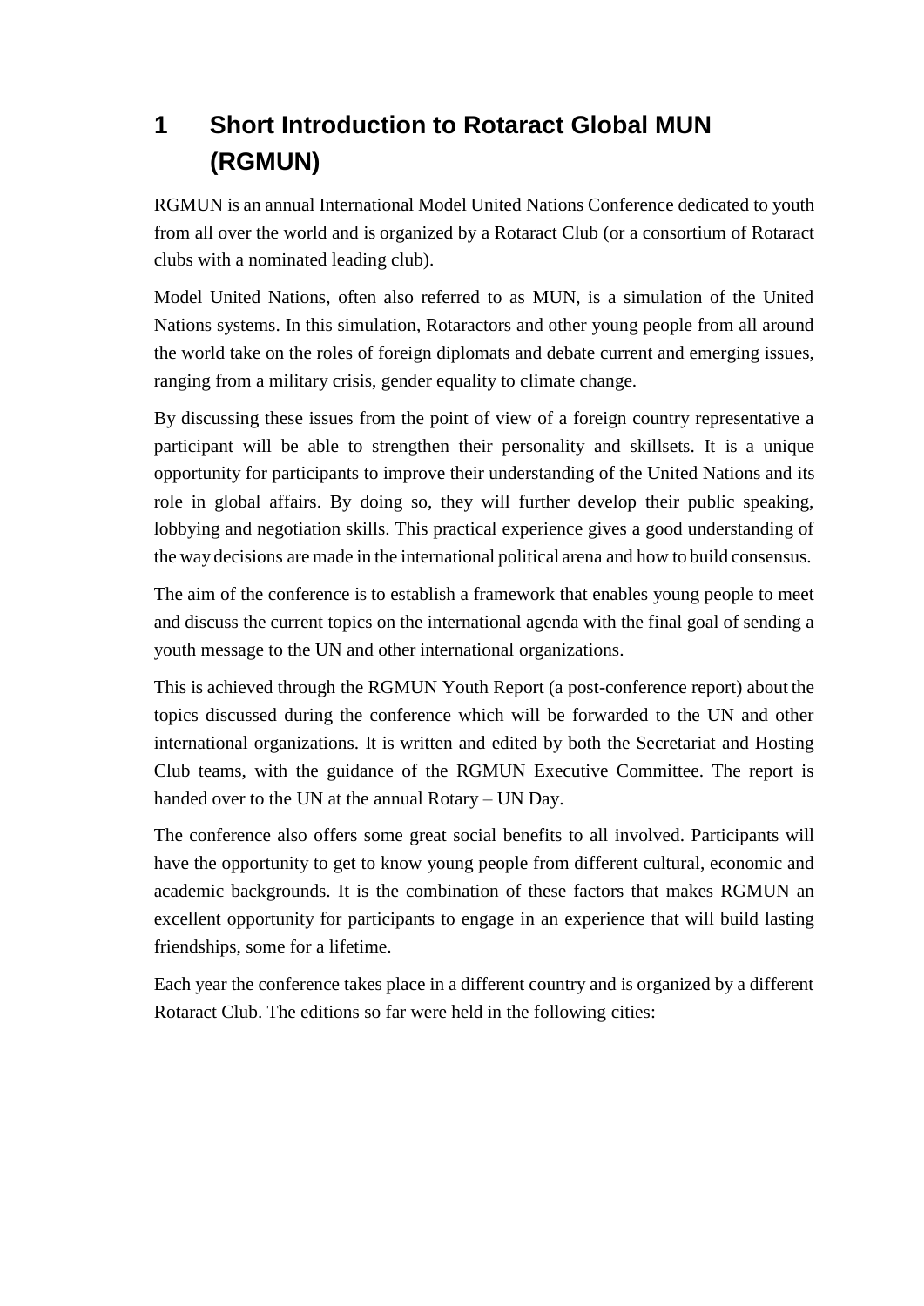# 1 Short Introduction to Rotaract Global MUN (RGMUN)

RGMUN is an annual International Model United Nations Conference dedicated to youth from all over the world and is organized by a Rotaract Club (or a consortium of Rotaract clubs with a nominated leading club).

Model United Nations, often also referred to as MUN, is a simulation of the United Nations systems. In this simulation, Rotaractors and other young people from all around the world take on the roles of foreign diplomats and debate current and emerging issues, ranging from a military crisis, gender equality to climate change.

By discussing these issues from the point of view of a foreign country representative a participant will be able to strengthen their personality and skillsets. It is a unique opportunity for participants to improve their understanding of the United Nations and its role in global affairs. By doing so, they will further develop their public speaking, lobbying and negotiation skills. This practical experience gives a good understanding of the way decisions are made in the international political arena and how to build consensus.

The aim of the conference is to establish a framework that enables young people to meet and discuss the current topics on the international agenda with the final goal of sending a youth message to the UN and other international organizations.

This is achieved through the RGMUN Youth Report (a post-conference report) about the topics discussed during the conference which will be forwarded to the UN and other international organizations. It is written and edited by both the Secretariat and Hosting Club teams, with the guidance of the RGMUN Executive Committee. The report is handed over to the UN at the annual Rotary – UN Day.

The conference also offers some great social benefits to all involved. Participants will have the opportunity to get to know young people from different cultural, economic and academic backgrounds. It is the combination of these factors that makes RGMUN an excellent opportunity for participants to engage in an experience that will build lasting friendships, some for a lifetime.

Each year the conference takes place in a different country and is organized by a different Rotaract Club. The editions so far were held in the following cities: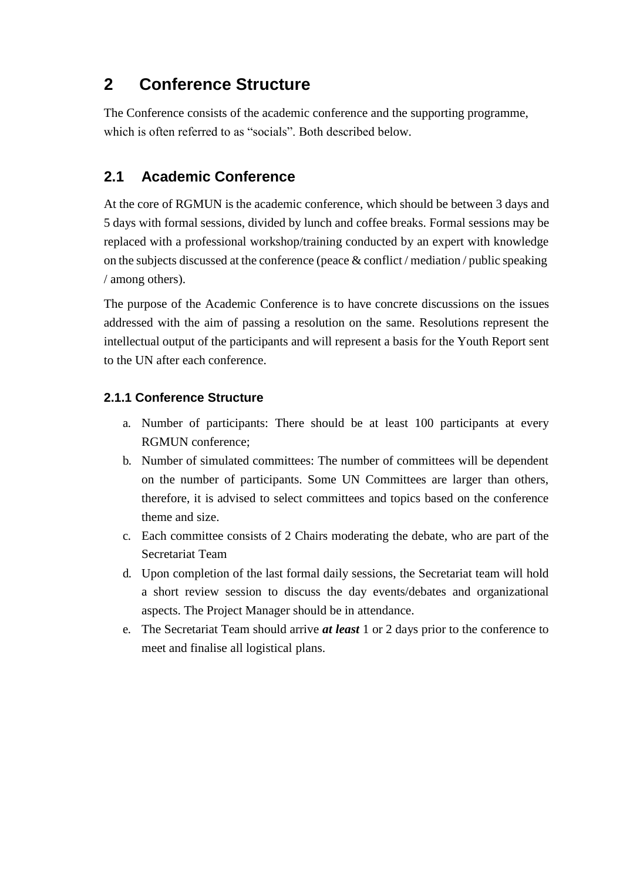# 2 Conference Structure

The Conference consists of the academic conference and the supporting programme, which is often referred to as "socials". Both described below.

## 2.1 Academic Conference

At the core of RGMUN is the academic conference, which should be between 3 days and 5 days with formal sessions, divided by lunch and coffee breaks. Formal sessions may be replaced with a professional workshop/training conducted by an expert with knowledge on the subjects discussed at the conference (peace & conflict / mediation / public speaking / among others).

The purpose of the Academic Conference is to have concrete discussions on the issues addressed with the aim of passing a resolution on the same. Resolutions represent the intellectual output of the participants and will represent a basis for the Youth Report sent to the UN after each conference.

### 2.1.1 Conference Structure

a. Number of participants: There should be at least 100 participants at every RGMUN conference;

b. Number of simulated committees: The number of committees will be dependent on the number of participants. Some UN Committees are larger than others, therefore, it is advised to select committees and topics based on the conference theme and size.

c. Each committee consists of 2 Chairs moderating the debate, who are part of the Secretariat Team

d. Upon completion of the last formal daily sessions, the Secretariat team will hold a short review session to discuss the day events/debates and organizational aspects. The Project Manager should be in attendance.

e. The Secretariat Team should arrive ***at least*** 1 or 2 days prior to the conference to meet and finalise all logistical plans.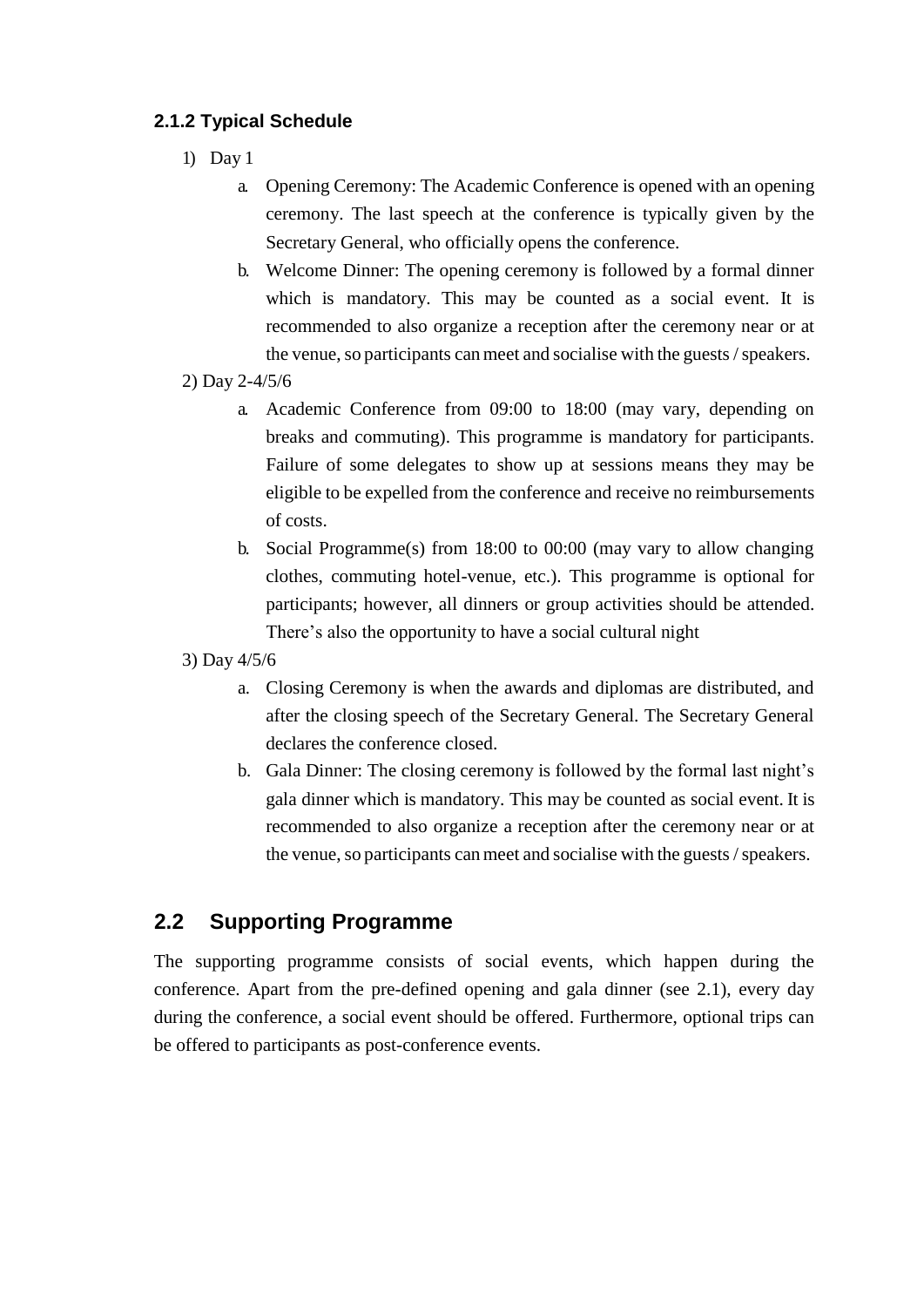### 2.1.2 Typical Schedule

1) Day 1
    a. Opening Ceremony: The Academic Conference is opened with an opening ceremony. The last speech at the conference is typically given by the Secretary General, who officially opens the conference.
    b. Welcome Dinner: The opening ceremony is followed by a formal dinner which is mandatory. This may be counted as a social event. It is recommended to also organize a reception after the ceremony near or at the venue, so participants can meet and socialise with the guests / speakers.
2) Day 2-4/5/6
    a. Academic Conference from 09:00 to 18:00 (may vary, depending on breaks and commuting). This programme is mandatory for participants. Failure of some delegates to show up at sessions means they may be eligible to be expelled from the conference and receive no reimbursements of costs.
    b. Social Programme(s) from 18:00 to 00:00 (may vary to allow changing clothes, commuting hotel-venue, etc.). This programme is optional for participants; however, all dinners or group activities should be attended. There's also the opportunity to have a social cultural night
3) Day 4/5/6
    a. Closing Ceremony is when the awards and diplomas are distributed, and after the closing speech of the Secretary General. The Secretary General declares the conference closed.
    b. Gala Dinner: The closing ceremony is followed by the formal last night's gala dinner which is mandatory. This may be counted as social event. It is recommended to also organize a reception after the ceremony near or at the venue, so participants can meet and socialise with the guests / speakers.

## 2.2 Supporting Programme

The supporting programme consists of social events, which happen during the conference. Apart from the pre-defined opening and gala dinner (see 2.1), every day during the conference, a social event should be offered. Furthermore, optional trips can be offered to participants as post-conference events.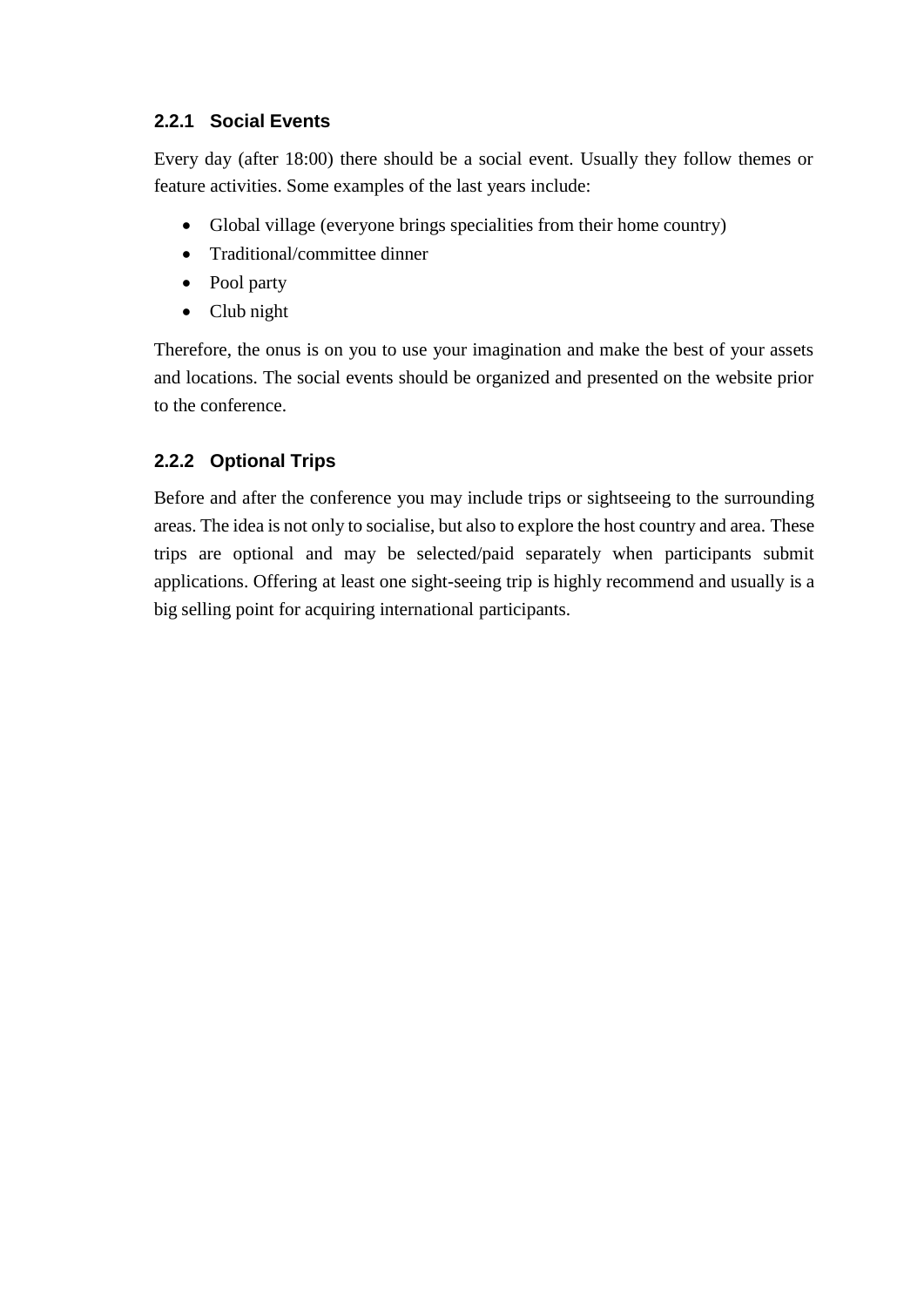### 2.2.1 Social Events

Every day (after 18:00) there should be a social event. Usually they follow themes or feature activities. Some examples of the last years include:

- Global village (everyone brings specialities from their home country)
- Traditional/committee dinner
- Pool party
- Club night

Therefore, the onus is on you to use your imagination and make the best of your assets and locations. The social events should be organized and presented on the website prior to the conference.

### 2.2.2 Optional Trips

Before and after the conference you may include trips or sightseeing to the surrounding areas. The idea is not only to socialise, but also to explore the host country and area. These trips are optional and may be selected/paid separately when participants submit applications. Offering at least one sight-seeing trip is highly recommend and usually is a big selling point for acquiring international participants.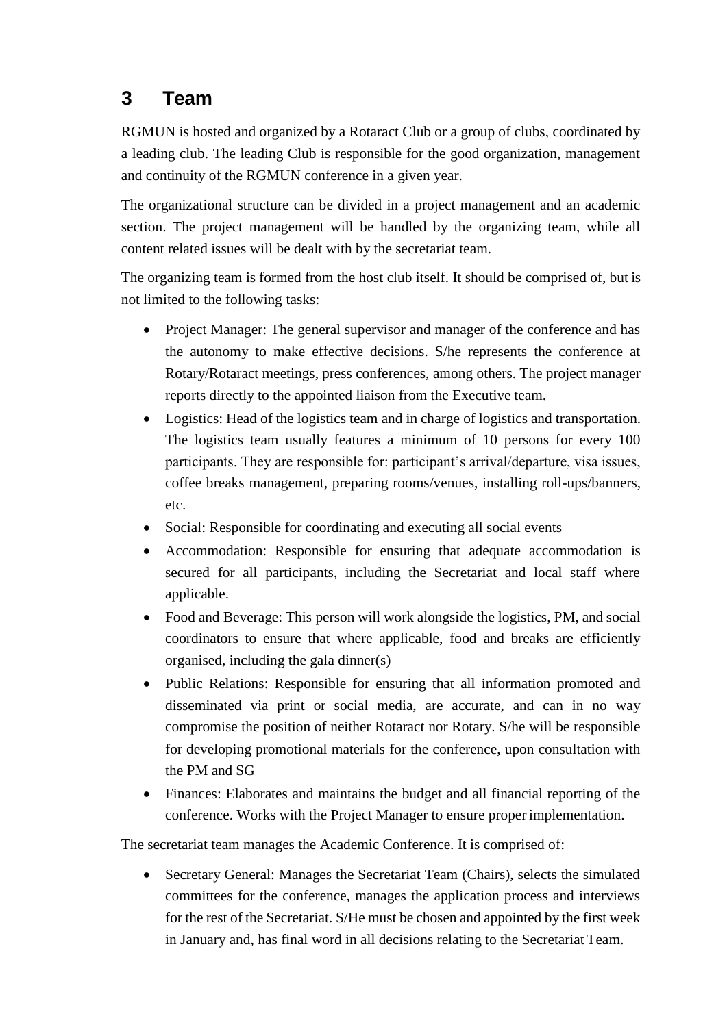# 3 Team

RGMUN is hosted and organized by a Rotaract Club or a group of clubs, coordinated by a leading club. The leading Club is responsible for the good organization, management and continuity of the RGMUN conference in a given year.

The organizational structure can be divided in a project management and an academic section. The project management will be handled by the organizing team, while all content related issues will be dealt with by the secretariat team.

The organizing team is formed from the host club itself. It should be comprised of, but is not limited to the following tasks:

- Project Manager: The general supervisor and manager of the conference and has the autonomy to make effective decisions. S/he represents the conference at Rotary/Rotaract meetings, press conferences, among others. The project manager reports directly to the appointed liaison from the Executive team.
- Logistics: Head of the logistics team and in charge of logistics and transportation. The logistics team usually features a minimum of 10 persons for every 100 participants. They are responsible for: participant's arrival/departure, visa issues, coffee breaks management, preparing rooms/venues, installing roll-ups/banners, etc.
- Social: Responsible for coordinating and executing all social events
- Accommodation: Responsible for ensuring that adequate accommodation is secured for all participants, including the Secretariat and local staff where applicable.
- Food and Beverage: This person will work alongside the logistics, PM, and social coordinators to ensure that where applicable, food and breaks are efficiently organised, including the gala dinner(s)
- Public Relations: Responsible for ensuring that all information promoted and disseminated via print or social media, are accurate, and can in no way compromise the position of neither Rotaract nor Rotary. S/he will be responsible for developing promotional materials for the conference, upon consultation with the PM and SG
- Finances: Elaborates and maintains the budget and all financial reporting of the conference. Works with the Project Manager to ensure proper implementation.

The secretariat team manages the Academic Conference. It is comprised of:

- Secretary General: Manages the Secretariat Team (Chairs), selects the simulated committees for the conference, manages the application process and interviews for the rest of the Secretariat. S/He must be chosen and appointed by the first week in January and, has final word in all decisions relating to the Secretariat Team.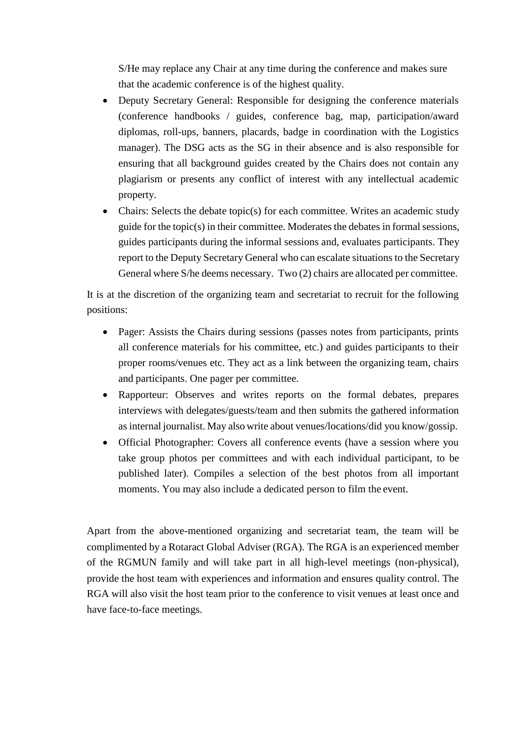S/He may replace any Chair at any time during the conference and makes sure that the academic conference is of the highest quality.

- Deputy Secretary General: Responsible for designing the conference materials (conference handbooks / guides, conference bag, map, participation/award diplomas, roll-ups, banners, placards, badge in coordination with the Logistics manager). The DSG acts as the SG in their absence and is also responsible for ensuring that all background guides created by the Chairs does not contain any plagiarism or presents any conflict of interest with any intellectual academic property.
- Chairs: Selects the debate topic(s) for each committee. Writes an academic study guide for the topic(s) in their committee. Moderates the debates in formal sessions, guides participants during the informal sessions and, evaluates participants. They report to the Deputy Secretary General who can escalate situations to the Secretary General where S/he deems necessary. Two (2) chairs are allocated per committee.

It is at the discretion of the organizing team and secretariat to recruit for the following positions:

- Pager: Assists the Chairs during sessions (passes notes from participants, prints all conference materials for his committee, etc.) and guides participants to their proper rooms/venues etc. They act as a link between the organizing team, chairs and participants. One pager per committee.
- Rapporteur: Observes and writes reports on the formal debates, prepares interviews with delegates/guests/team and then submits the gathered information as internal journalist. May also write about venues/locations/did you know/gossip.
- Official Photographer: Covers all conference events (have a session where you take group photos per committees and with each individual participant, to be published later). Compiles a selection of the best photos from all important moments. You may also include a dedicated person to film the event.

Apart from the above-mentioned organizing and secretariat team, the team will be complimented by a Rotaract Global Adviser (RGA). The RGA is an experienced member of the RGMUN family and will take part in all high-level meetings (non-physical), provide the host team with experiences and information and ensures quality control. The RGA will also visit the host team prior to the conference to visit venues at least once and have face-to-face meetings.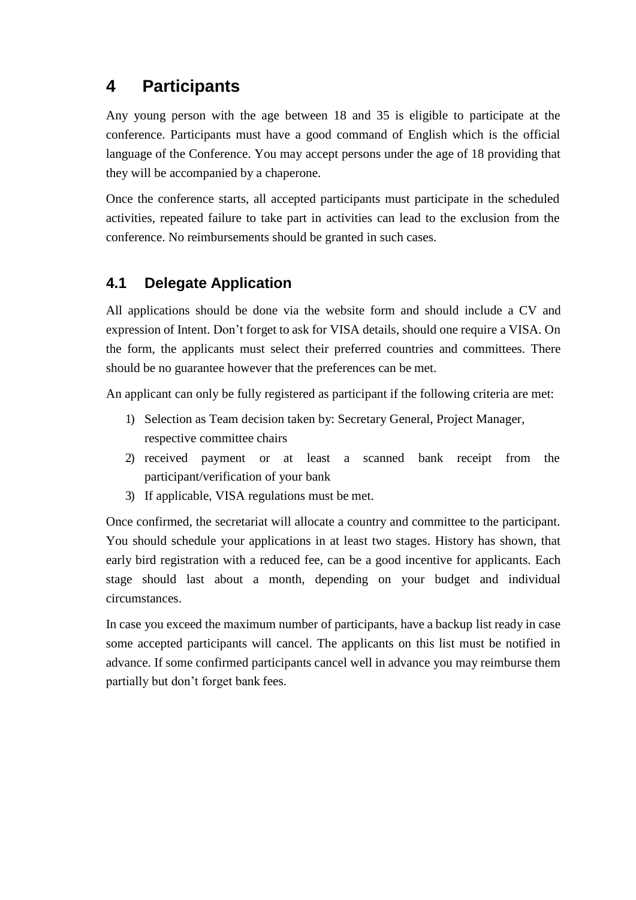# 4 Participants

Any young person with the age between 18 and 35 is eligible to participate at the conference. Participants must have a good command of English which is the official language of the Conference. You may accept persons under the age of 18 providing that they will be accompanied by a chaperone.

Once the conference starts, all accepted participants must participate in the scheduled activities, repeated failure to take part in activities can lead to the exclusion from the conference. No reimbursements should be granted in such cases.

## 4.1 Delegate Application

All applications should be done via the website form and should include a CV and expression of Intent. Don't forget to ask for VISA details, should one require a VISA. On the form, the applicants must select their preferred countries and committees. There should be no guarantee however that the preferences can be met.

An applicant can only be fully registered as participant if the following criteria are met:

1) Selection as Team decision taken by: Secretary General, Project Manager, respective committee chairs
2) received payment or at least a scanned bank receipt from the participant/verification of your bank
3) If applicable, VISA regulations must be met.

Once confirmed, the secretariat will allocate a country and committee to the participant. You should schedule your applications in at least two stages. History has shown, that early bird registration with a reduced fee, can be a good incentive for applicants. Each stage should last about a month, depending on your budget and individual circumstances.

In case you exceed the maximum number of participants, have a backup list ready in case some accepted participants will cancel. The applicants on this list must be notified in advance. If some confirmed participants cancel well in advance you may reimburse them partially but don't forget bank fees.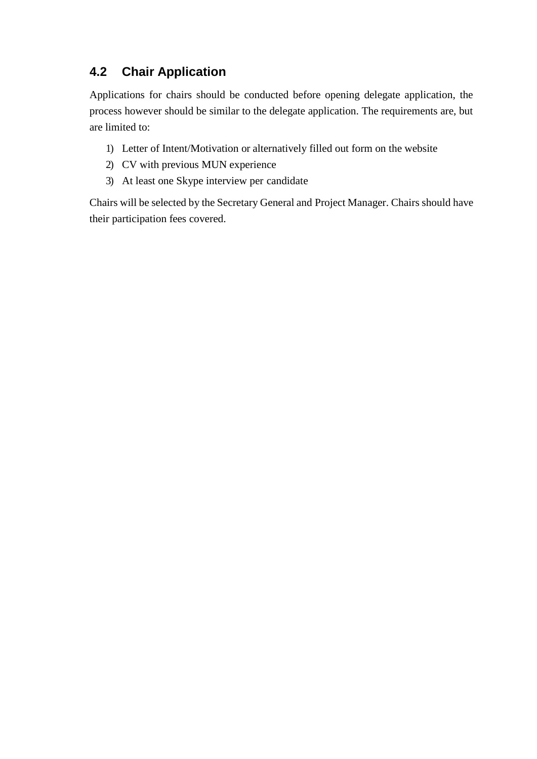## 4.2 Chair Application

Applications for chairs should be conducted before opening delegate application, the process however should be similar to the delegate application. The requirements are, but are limited to:

1) Letter of Intent/Motivation or alternatively filled out form on the website
2) CV with previous MUN experience
3) At least one Skype interview per candidate

Chairs will be selected by the Secretary General and Project Manager. Chairs should have their participation fees covered.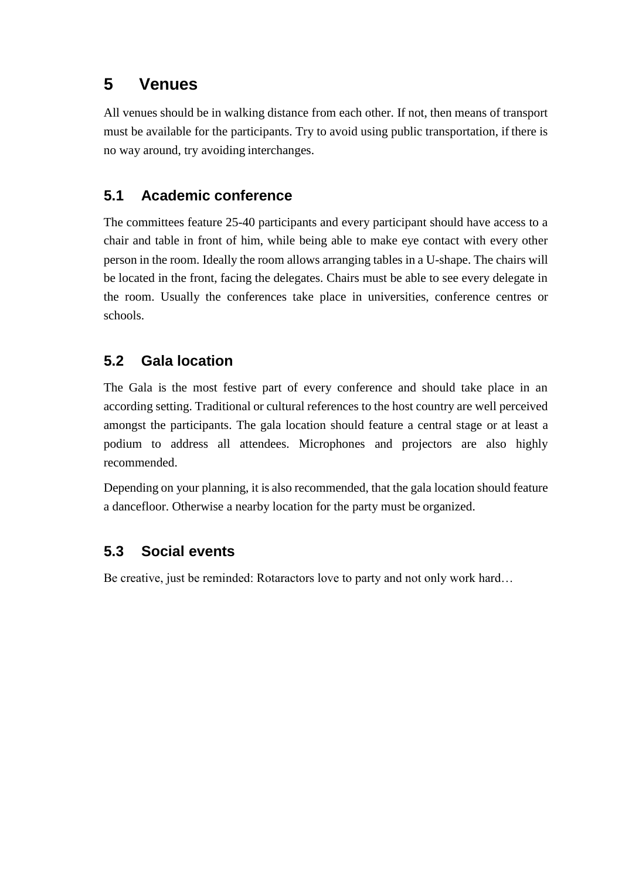# 5 Venues

All venues should be in walking distance from each other. If not, then means of transport must be available for the participants. Try to avoid using public transportation, if there is no way around, try avoiding interchanges.

## 5.1 Academic conference

The committees feature 25-40 participants and every participant should have access to a chair and table in front of him, while being able to make eye contact with every other person in the room. Ideally the room allows arranging tables in a U-shape. The chairs will be located in the front, facing the delegates. Chairs must be able to see every delegate in the room. Usually the conferences take place in universities, conference centres or schools.

## 5.2 Gala location

The Gala is the most festive part of every conference and should take place in an according setting. Traditional or cultural references to the host country are well perceived amongst the participants. The gala location should feature a central stage or at least a podium to address all attendees. Microphones and projectors are also highly recommended.

Depending on your planning, it is also recommended, that the gala location should feature a dancefloor. Otherwise a nearby location for the party must be organized.

## 5.3 Social events

Be creative, just be reminded: Rotaractors love to party and not only work hard…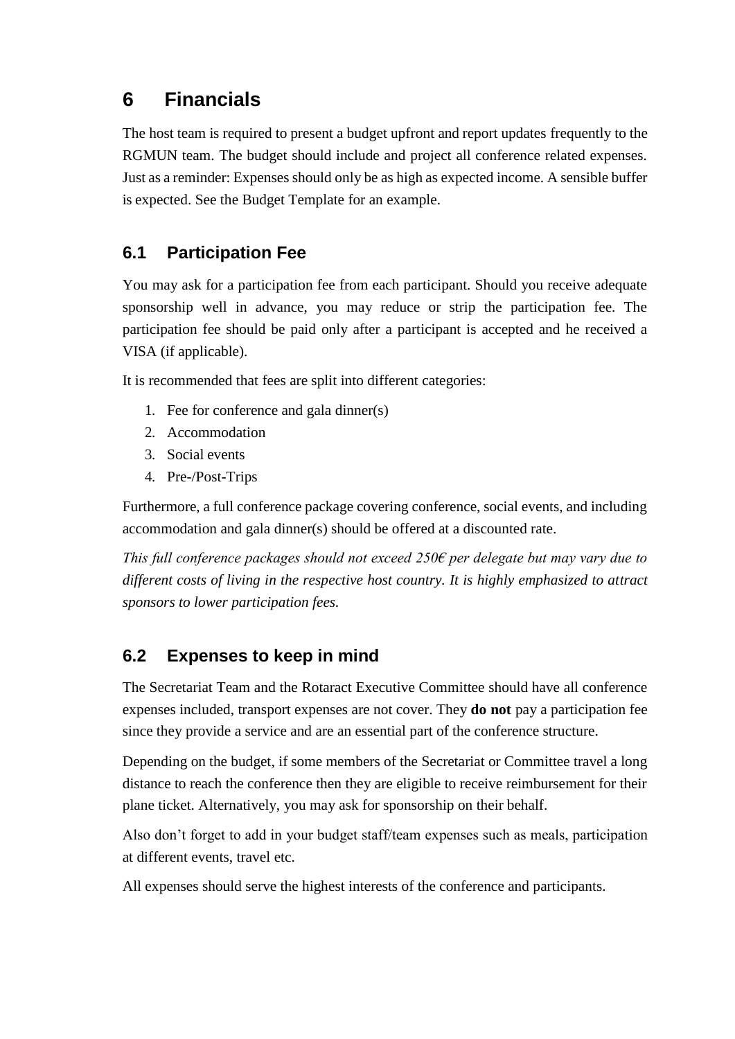# 6 Financials

The host team is required to present a budget upfront and report updates frequently to the RGMUN team. The budget should include and project all conference related expenses. Just as a reminder: Expenses should only be as high as expected income. A sensible buffer is expected. See the Budget Template for an example.

## 6.1 Participation Fee

You may ask for a participation fee from each participant. Should you receive adequate sponsorship well in advance, you may reduce or strip the participation fee. The participation fee should be paid only after a participant is accepted and he received a VISA (if applicable).

It is recommended that fees are split into different categories:

1. Fee for conference and gala dinner(s)
2. Accommodation
3. Social events
4. Pre-/Post-Trips

Furthermore, a full conference package covering conference, social events, and including accommodation and gala dinner(s) should be offered at a discounted rate.

*This full conference packages should not exceed 250€ per delegate but may vary due to different costs of living in the respective host country. It is highly emphasized to attract sponsors to lower participation fees.*

## 6.2 Expenses to keep in mind

The Secretariat Team and the Rotaract Executive Committee should have all conference expenses included, transport expenses are not cover. They **do not** pay a participation fee since they provide a service and are an essential part of the conference structure.

Depending on the budget, if some members of the Secretariat or Committee travel a long distance to reach the conference then they are eligible to receive reimbursement for their plane ticket. Alternatively, you may ask for sponsorship on their behalf.

Also don't forget to add in your budget staff/team expenses such as meals, participation at different events, travel etc.

All expenses should serve the highest interests of the conference and participants.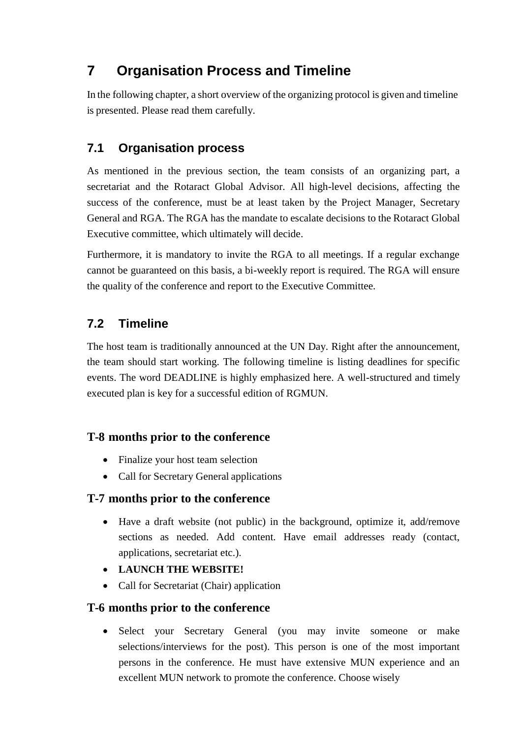# 7 Organisation Process and Timeline

In the following chapter, a short overview of the organizing protocol is given and timeline is presented. Please read them carefully.

## 7.1 Organisation process

As mentioned in the previous section, the team consists of an organizing part, a secretariat and the Rotaract Global Advisor. All high-level decisions, affecting the success of the conference, must be at least taken by the Project Manager, Secretary General and RGA. The RGA has the mandate to escalate decisions to the Rotaract Global Executive committee, which ultimately will decide.

Furthermore, it is mandatory to invite the RGA to all meetings. If a regular exchange cannot be guaranteed on this basis, a bi-weekly report is required. The RGA will ensure the quality of the conference and report to the Executive Committee.

## 7.2 Timeline

The host team is traditionally announced at the UN Day. Right after the announcement, the team should start working. The following timeline is listing deadlines for specific events. The word DEADLINE is highly emphasized here. A well-structured and timely executed plan is key for a successful edition of RGMUN.

### T-8 months prior to the conference

- Finalize your host team selection
- Call for Secretary General applications

### T-7 months prior to the conference

- Have a draft website (not public) in the background, optimize it, add/remove sections as needed. Add content. Have email addresses ready (contact, applications, secretariat etc.).
- **LAUNCH THE WEBSITE!**
- Call for Secretariat (Chair) application

### T-6 months prior to the conference

- Select your Secretary General (you may invite someone or make selections/interviews for the post). This person is one of the most important persons in the conference. He must have extensive MUN experience and an excellent MUN network to promote the conference. Choose wisely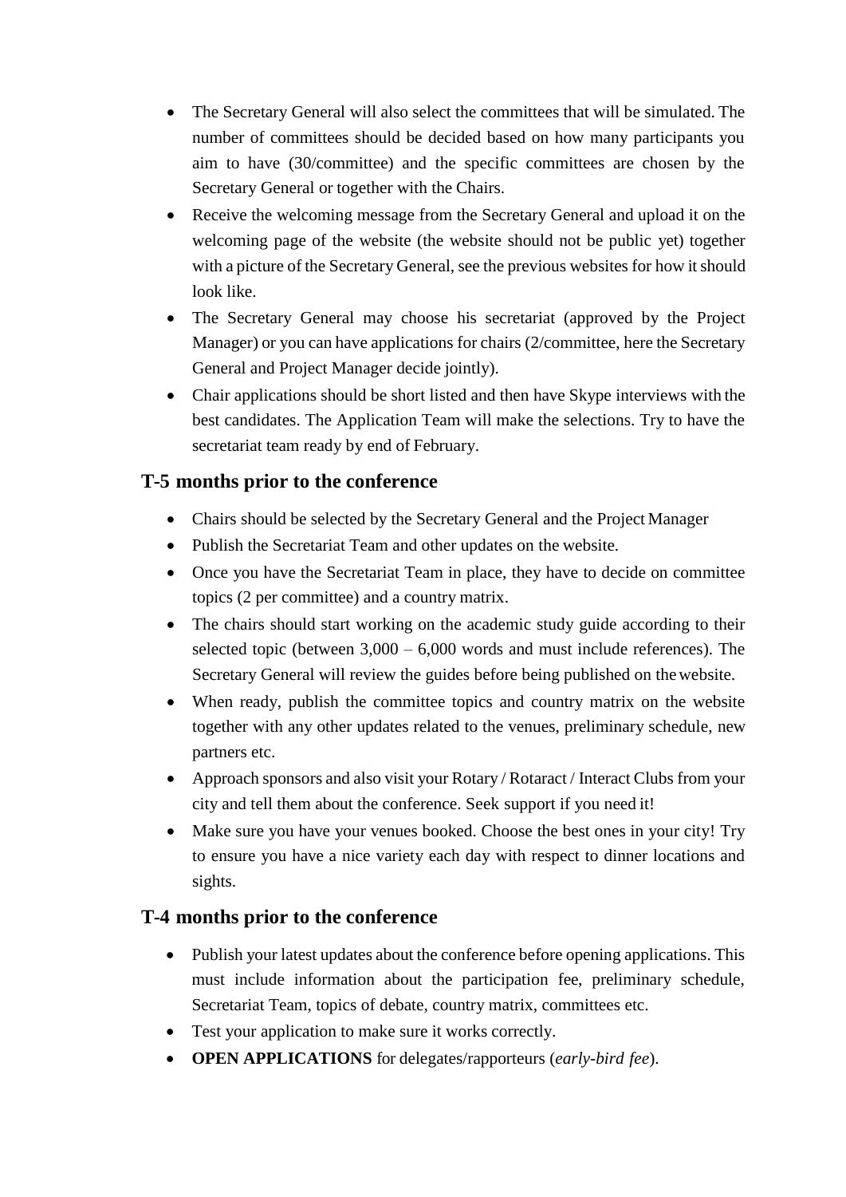- The Secretary General will also select the committees that will be simulated. The number of committees should be decided based on how many participants you aim to have (30/committee) and the specific committees are chosen by the Secretary General or together with the Chairs.
- Receive the welcoming message from the Secretary General and upload it on the welcoming page of the website (the website should not be public yet) together with a picture of the Secretary General, see the previous websites for how it should look like.
- The Secretary General may choose his secretariat (approved by the Project Manager) or you can have applications for chairs (2/committee, here the Secretary General and Project Manager decide jointly).
- Chair applications should be short listed and then have Skype interviews with the best candidates. The Application Team will make the selections. Try to have the secretariat team ready by end of February.

## T-5 months prior to the conference

- Chairs should be selected by the Secretary General and the Project Manager
- Publish the Secretariat Team and other updates on the website.
- Once you have the Secretariat Team in place, they have to decide on committee topics (2 per committee) and a country matrix.
- The chairs should start working on the academic study guide according to their selected topic (between 3,000 – 6,000 words and must include references). The Secretary General will review the guides before being published on the website.
- When ready, publish the committee topics and country matrix on the website together with any other updates related to the venues, preliminary schedule, new partners etc.
- Approach sponsors and also visit your Rotary / Rotaract / Interact Clubs from your city and tell them about the conference. Seek support if you need it!
- Make sure you have your venues booked. Choose the best ones in your city! Try to ensure you have a nice variety each day with respect to dinner locations and sights.

## T-4 months prior to the conference

- Publish your latest updates about the conference before opening applications. This must include information about the participation fee, preliminary schedule, Secretariat Team, topics of debate, country matrix, committees etc.
- Test your application to make sure it works correctly.
- **OPEN APPLICATIONS** for delegates/rapporteurs (*early-bird fee*).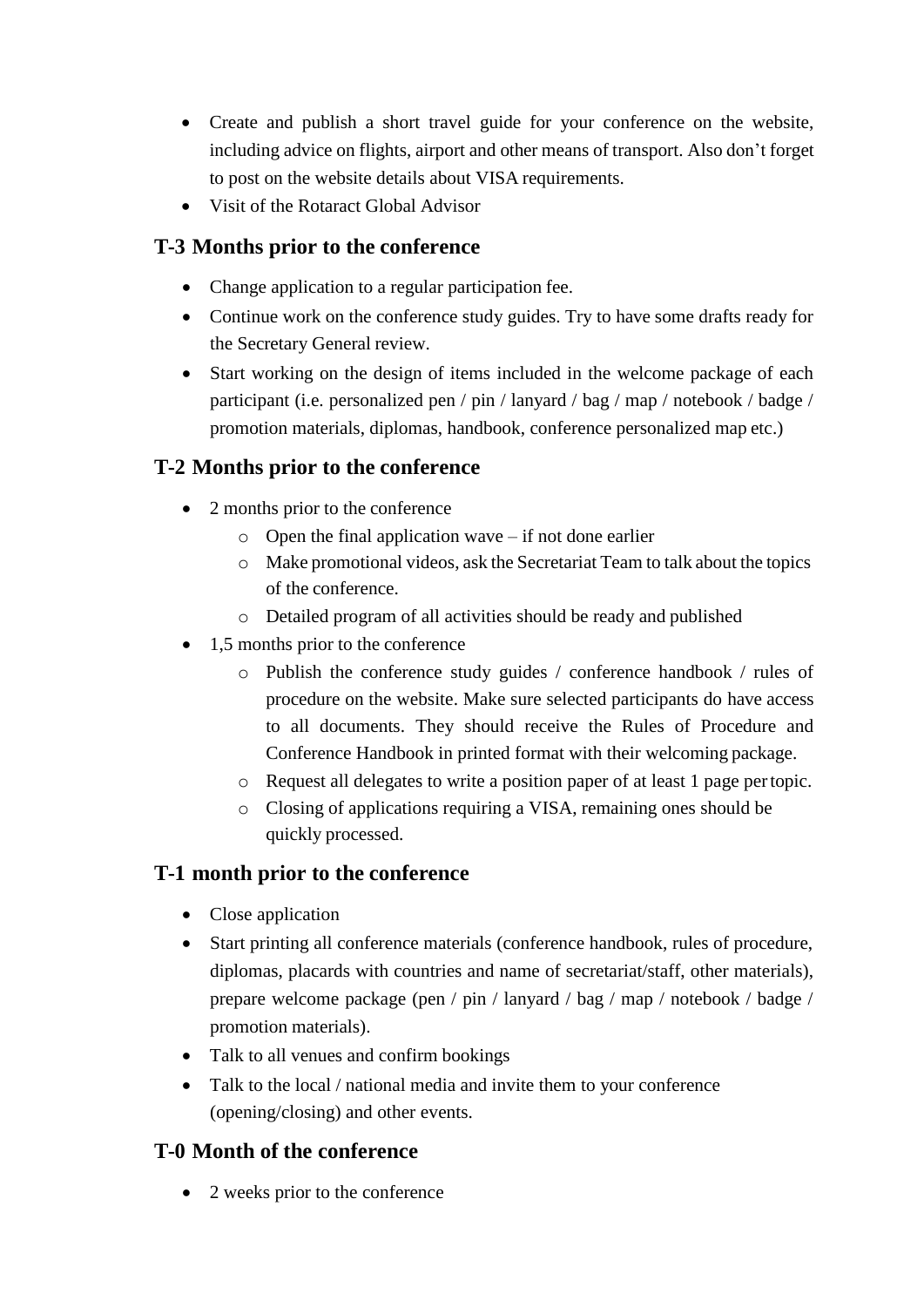- Create and publish a short travel guide for your conference on the website, including advice on flights, airport and other means of transport. Also don't forget to post on the website details about VISA requirements.
- Visit of the Rotaract Global Advisor

## T-3 Months prior to the conference

- Change application to a regular participation fee.
- Continue work on the conference study guides. Try to have some drafts ready for the Secretary General review.
- Start working on the design of items included in the welcome package of each participant (i.e. personalized pen / pin / lanyard / bag / map / notebook / badge / promotion materials, diplomas, handbook, conference personalized map etc.)

## T-2 Months prior to the conference

- 2 months prior to the conference
  - Open the final application wave – if not done earlier
  - Make promotional videos, ask the Secretariat Team to talk about the topics of the conference.
  - Detailed program of all activities should be ready and published
- 1,5 months prior to the conference
  - Publish the conference study guides / conference handbook / rules of procedure on the website. Make sure selected participants do have access to all documents. They should receive the Rules of Procedure and Conference Handbook in printed format with their welcoming package.
  - Request all delegates to write a position paper of at least 1 page per topic.
  - Closing of applications requiring a VISA, remaining ones should be quickly processed.

## T-1 month prior to the conference

- Close application
- Start printing all conference materials (conference handbook, rules of procedure, diplomas, placards with countries and name of secretariat/staff, other materials), prepare welcome package (pen / pin / lanyard / bag / map / notebook / badge / promotion materials).
- Talk to all venues and confirm bookings
- Talk to the local / national media and invite them to your conference (opening/closing) and other events.

## T-0 Month of the conference

- 2 weeks prior to the conference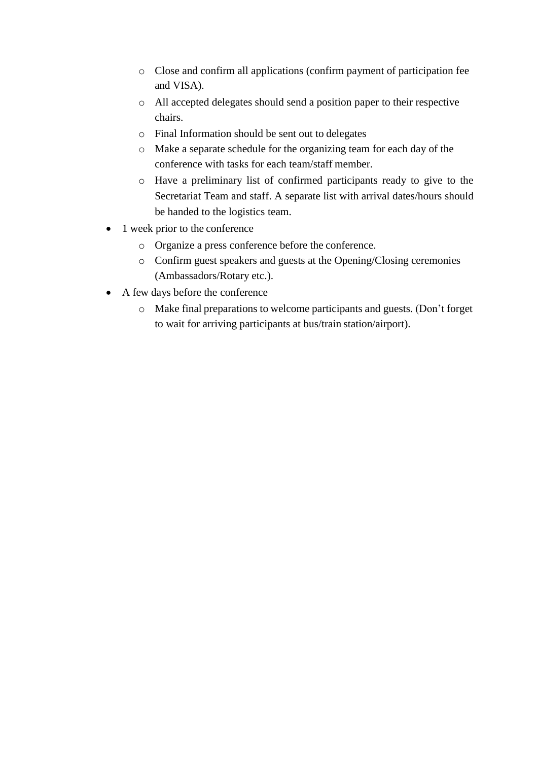- Close and confirm all applications (confirm payment of participation fee and VISA).
    - All accepted delegates should send a position paper to their respective chairs.
    - Final Information should be sent out to delegates
    - Make a separate schedule for the organizing team for each day of the conference with tasks for each team/staff member.
    - Have a preliminary list of confirmed participants ready to give to the Secretariat Team and staff. A separate list with arrival dates/hours should be handed to the logistics team.
- 1 week prior to the conference
    - Organize a press conference before the conference.
    - Confirm guest speakers and guests at the Opening/Closing ceremonies (Ambassadors/Rotary etc.).
- A few days before the conference
    - Make final preparations to welcome participants and guests. (Don't forget to wait for arriving participants at bus/train station/airport).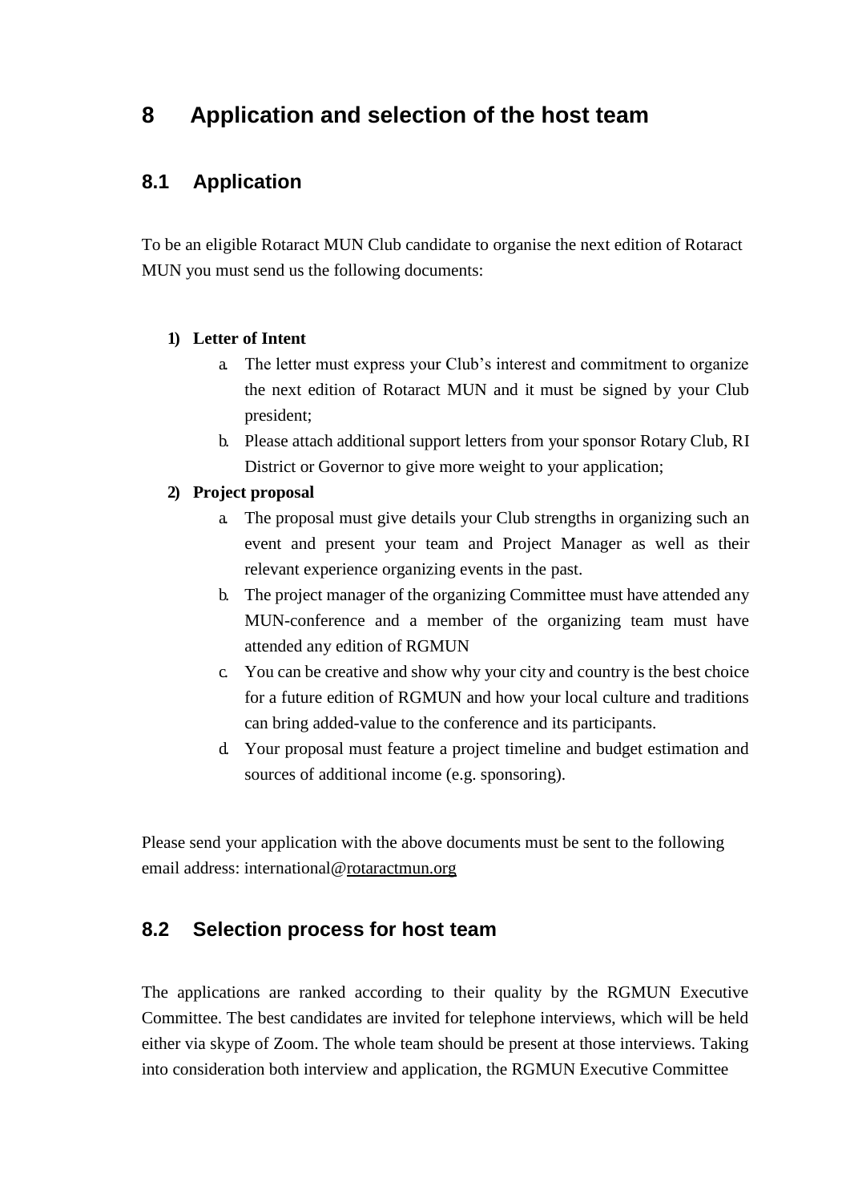# 8 Application and selection of the host team

## 8.1 Application

To be an eligible Rotaract MUN Club candidate to organise the next edition of Rotaract MUN you must send us the following documents:

1) **Letter of Intent**
   a. The letter must express your Club's interest and commitment to organize the next edition of Rotaract MUN and it must be signed by your Club president;
   b. Please attach additional support letters from your sponsor Rotary Club, RI District or Governor to give more weight to your application;
2) **Project proposal**
   a. The proposal must give details your Club strengths in organizing such an event and present your team and Project Manager as well as their relevant experience organizing events in the past.
   b. The project manager of the organizing Committee must have attended any MUN-conference and a member of the organizing team must have attended any edition of RGMUN
   c. You can be creative and show why your city and country is the best choice for a future edition of RGMUN and how your local culture and traditions can bring added-value to the conference and its participants.
   d. Your proposal must feature a project timeline and budget estimation and sources of additional income (e.g. sponsoring).

Please send your application with the above documents must be sent to the following email address: international@rotaractmun.org

## 8.2 Selection process for host team

The applications are ranked according to their quality by the RGMUN Executive Committee. The best candidates are invited for telephone interviews, which will be held either via skype of Zoom. The whole team should be present at those interviews. Taking into consideration both interview and application, the RGMUN Executive Committee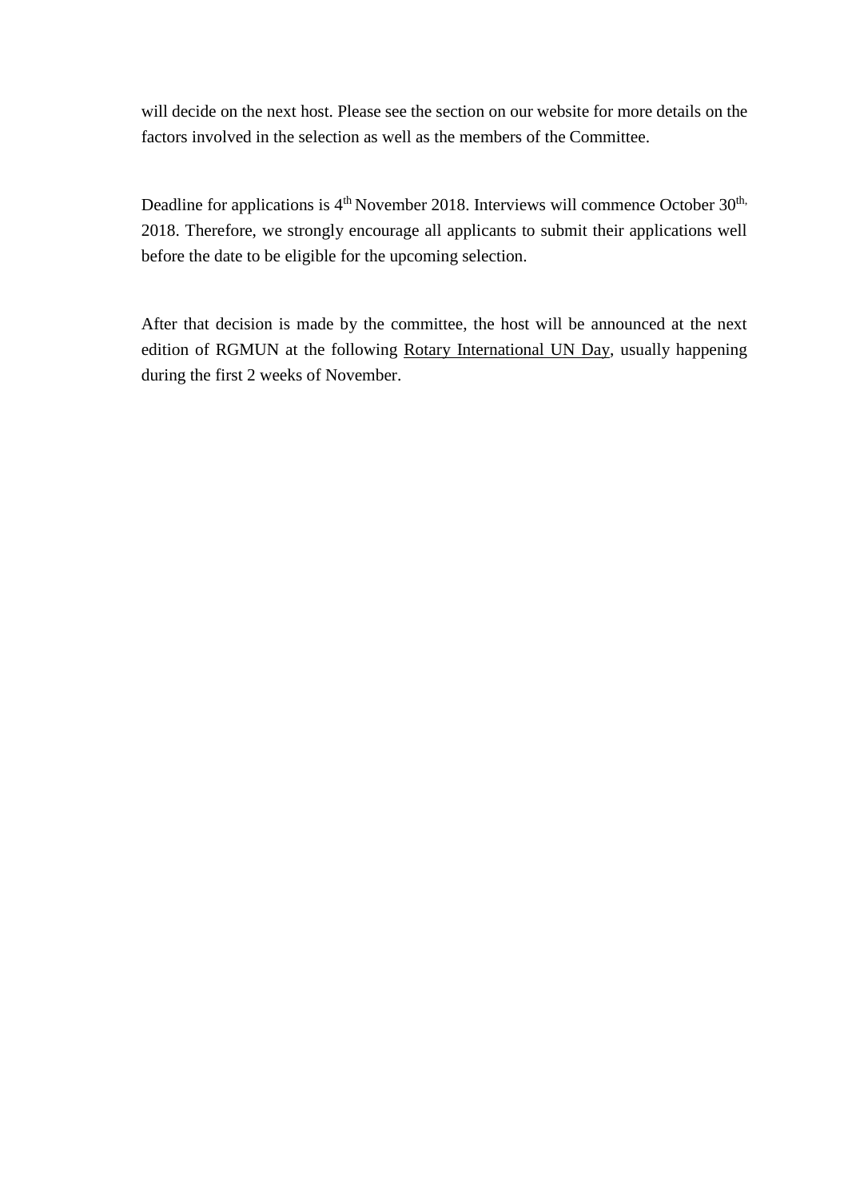will decide on the next host. Please see the section on our website for more details on the factors involved in the selection as well as the members of the Committee.

Deadline for applications is 4th November 2018. Interviews will commence October 30th, 2018. Therefore, we strongly encourage all applicants to submit their applications well before the date to be eligible for the upcoming selection.

After that decision is made by the committee, the host will be announced at the next edition of RGMUN at the following Rotary International UN Day, usually happening during the first 2 weeks of November.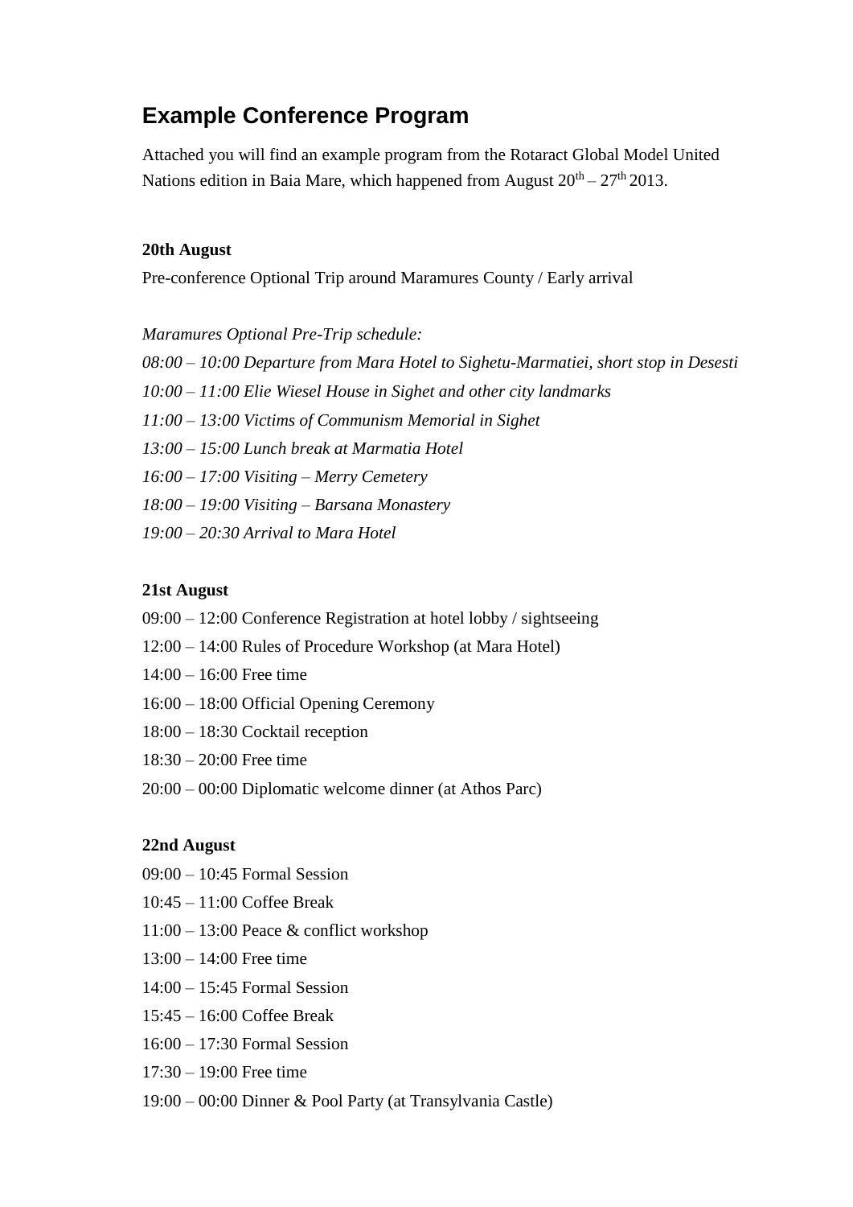## Example Conference Program

Attached you will find an example program from the Rotaract Global Model United Nations edition in Baia Mare, which happened from August 20th – 27th 2013.

**20th August**

Pre-conference Optional Trip around Maramures County / Early arrival

*Maramures Optional Pre-Trip schedule:*

*08:00 – 10:00 Departure from Mara Hotel to Sighetu-Marmatiei, short stop in Desesti*

*10:00 – 11:00 Elie Wiesel House in Sighet and other city landmarks*

*11:00 – 13:00 Victims of Communism Memorial in Sighet*

*13:00 – 15:00 Lunch break at Marmatia Hotel*

*16:00 – 17:00 Visiting – Merry Cemetery*

*18:00 – 19:00 Visiting – Barsana Monastery*

*19:00 – 20:30 Arrival to Mara Hotel*

**21st August**

09:00 – 12:00 Conference Registration at hotel lobby / sightseeing

12:00 – 14:00 Rules of Procedure Workshop (at Mara Hotel)

14:00 – 16:00 Free time

16:00 – 18:00 Official Opening Ceremony

18:00 – 18:30 Cocktail reception

18:30 – 20:00 Free time

20:00 – 00:00 Diplomatic welcome dinner (at Athos Parc)

**22nd August**

09:00 – 10:45 Formal Session

10:45 – 11:00 Coffee Break

11:00 – 13:00 Peace & conflict workshop

13:00 – 14:00 Free time

14:00 – 15:45 Formal Session

15:45 – 16:00 Coffee Break

16:00 – 17:30 Formal Session

17:30 – 19:00 Free time

19:00 – 00:00 Dinner & Pool Party (at Transylvania Castle)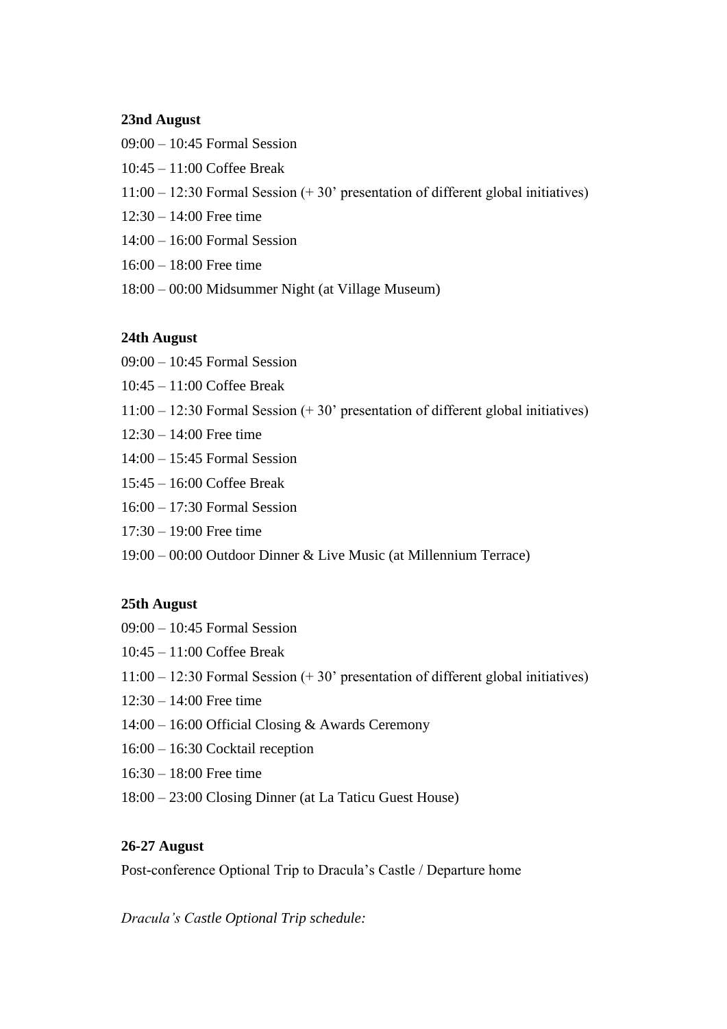**23nd August**

09:00 – 10:45 Formal Session

10:45 – 11:00 Coffee Break

11:00 – 12:30 Formal Session (+ 30' presentation of different global initiatives)

12:30 – 14:00 Free time

14:00 – 16:00 Formal Session

16:00 – 18:00 Free time

18:00 – 00:00 Midsummer Night (at Village Museum)

**24th August**

09:00 – 10:45 Formal Session

10:45 – 11:00 Coffee Break

11:00 – 12:30 Formal Session (+ 30' presentation of different global initiatives)

12:30 – 14:00 Free time

14:00 – 15:45 Formal Session

15:45 – 16:00 Coffee Break

16:00 – 17:30 Formal Session

17:30 – 19:00 Free time

19:00 – 00:00 Outdoor Dinner & Live Music (at Millennium Terrace)

**25th August**

09:00 – 10:45 Formal Session

10:45 – 11:00 Coffee Break

11:00 – 12:30 Formal Session (+ 30' presentation of different global initiatives)

12:30 – 14:00 Free time

14:00 – 16:00 Official Closing & Awards Ceremony

16:00 – 16:30 Cocktail reception

16:30 – 18:00 Free time

18:00 – 23:00 Closing Dinner (at La Taticu Guest House)

**26-27 August**

Post-conference Optional Trip to Dracula's Castle / Departure home

*Dracula's Castle Optional Trip schedule:*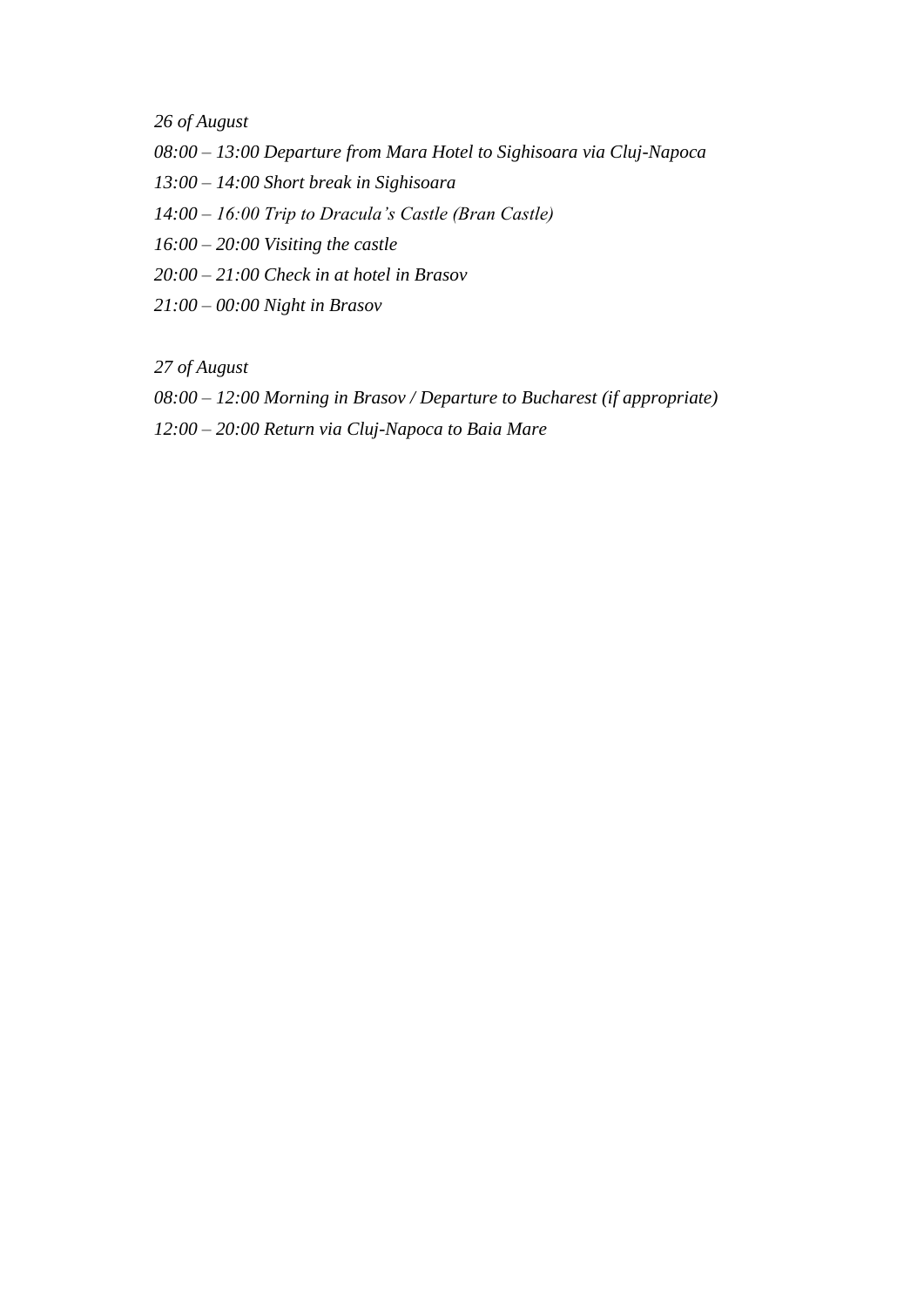*26 of August*

*08:00 – 13:00 Departure from Mara Hotel to Sighisoara via Cluj-Napoca*

*13:00 – 14:00 Short break in Sighisoara*

*14:00 – 16:00 Trip to Dracula's Castle (Bran Castle)*

*16:00 – 20:00 Visiting the castle*

*20:00 – 21:00 Check in at hotel in Brasov*

*21:00 – 00:00 Night in Brasov*

*27 of August*

*08:00 – 12:00 Morning in Brasov / Departure to Bucharest (if appropriate)*

*12:00 – 20:00 Return via Cluj-Napoca to Baia Mare*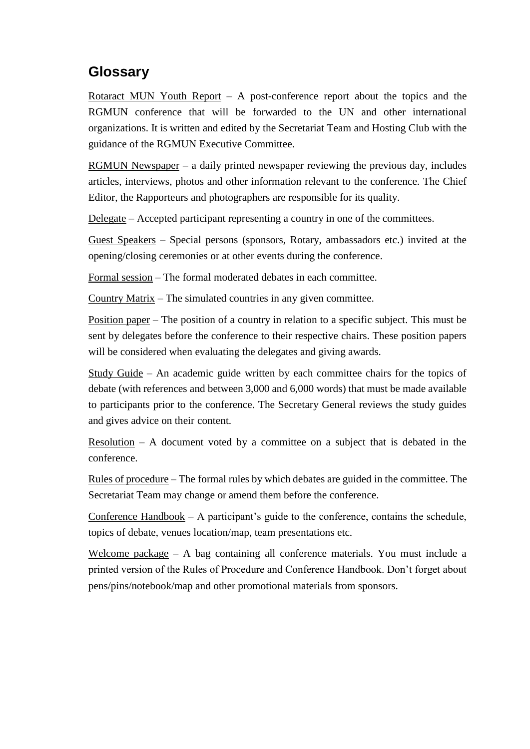## Glossary

Rotaract MUN Youth Report – A post-conference report about the topics and the RGMUN conference that will be forwarded to the UN and other international organizations. It is written and edited by the Secretariat Team and Hosting Club with the guidance of the RGMUN Executive Committee.

RGMUN Newspaper – a daily printed newspaper reviewing the previous day, includes articles, interviews, photos and other information relevant to the conference. The Chief Editor, the Rapporteurs and photographers are responsible for its quality.

Delegate – Accepted participant representing a country in one of the committees.

Guest Speakers – Special persons (sponsors, Rotary, ambassadors etc.) invited at the opening/closing ceremonies or at other events during the conference.

Formal session – The formal moderated debates in each committee.

Country Matrix – The simulated countries in any given committee.

Position paper – The position of a country in relation to a specific subject. This must be sent by delegates before the conference to their respective chairs. These position papers will be considered when evaluating the delegates and giving awards.

Study Guide – An academic guide written by each committee chairs for the topics of debate (with references and between 3,000 and 6,000 words) that must be made available to participants prior to the conference. The Secretary General reviews the study guides and gives advice on their content.

Resolution – A document voted by a committee on a subject that is debated in the conference.

Rules of procedure – The formal rules by which debates are guided in the committee. The Secretariat Team may change or amend them before the conference.

Conference Handbook – A participant's guide to the conference, contains the schedule, topics of debate, venues location/map, team presentations etc.

Welcome package – A bag containing all conference materials. You must include a printed version of the Rules of Procedure and Conference Handbook. Don't forget about pens/pins/notebook/map and other promotional materials from sponsors.